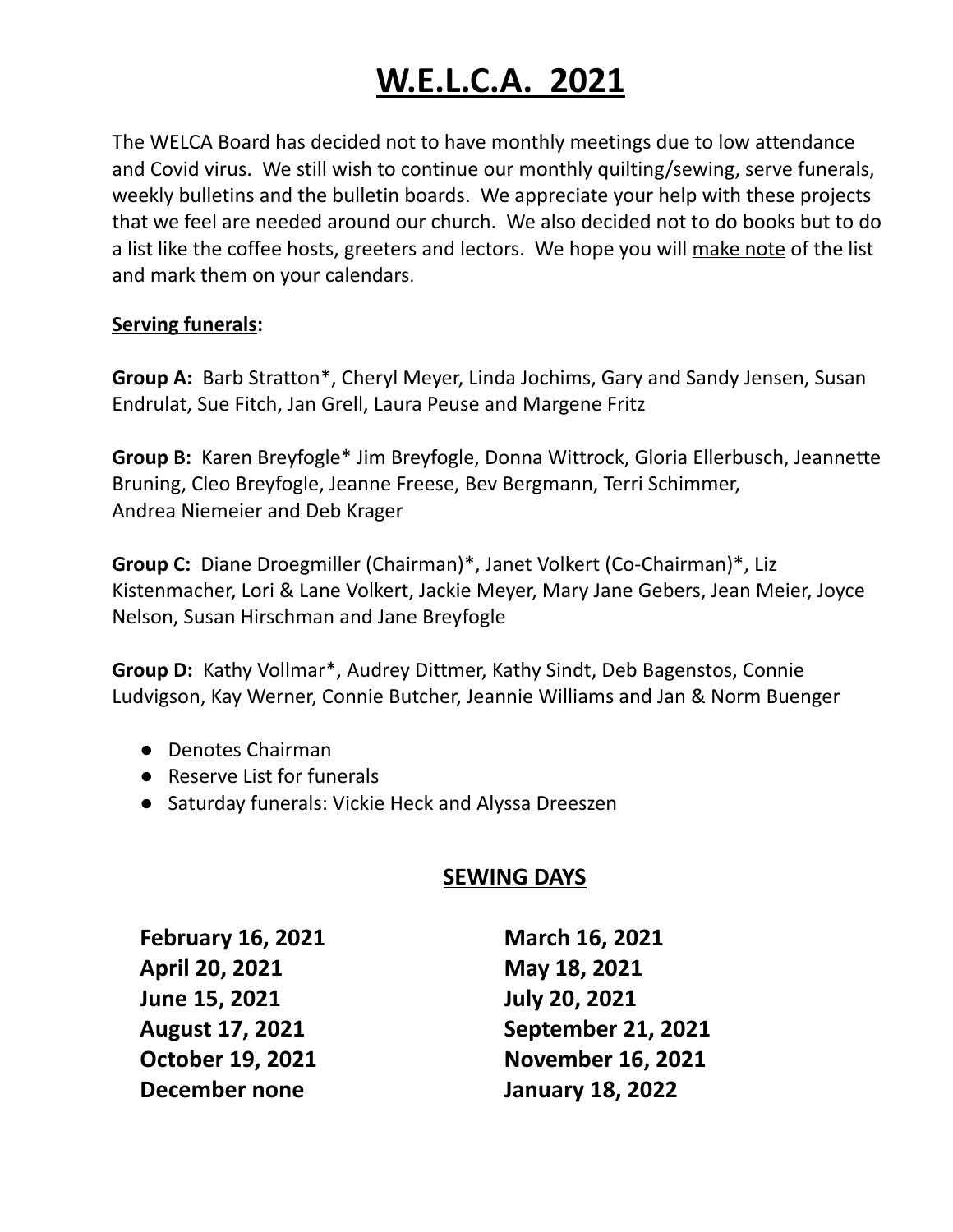# W.E.L.C.A. 2021

The WELCA Board has decided not to have monthly meetings due to low attendance and Covid virus. We still wish to continue our monthly quilting/sewing, serve funerals, weekly bulletins and the bulletin boards. We appreciate your help with these projects that we feel are needed around our church. We also decided not to do books but to do a list like the coffee hosts, greeters and lectors. We hope you will <u>make note</u> of the list and mark them on your calendars.

**<u>Serving funerals</u>:**

**Group A:** Barb Stratton*, Cheryl Meyer, Linda Jochims, Gary and Sandy Jensen, Susan Endrulat, Sue Fitch, Jan Grell, Laura Peuse and Margene Fritz

**Group B:** Karen Breyfogle* Jim Breyfogle, Donna Wittrock, Gloria Ellerbusch, Jeannette Bruning, Cleo Breyfogle, Jeanne Freese, Bev Bergmann, Terri Schimmer, Andrea Niemeier and Deb Krager

**Group C:** Diane Droegmiller (Chairman)*, Janet Volkert (Co-Chairman)*, Liz Kistenmacher, Lori & Lane Volkert, Jackie Meyer, Mary Jane Gebers, Jean Meier, Joyce Nelson, Susan Hirschman and Jane Breyfogle

**Group D:** Kathy Vollmar*, Audrey Dittmer, Kathy Sindt, Deb Bagenstos, Connie Ludvigson, Kay Werner, Connie Butcher, Jeannie Williams and Jan & Norm Buenger

- Denotes Chairman
- Reserve List for funerals
- Saturday funerals: Vickie Heck and Alyssa Dreeszen

## <u>SEWING DAYS</u>

**February 16, 2021**
**March 16, 2021**
**April 20, 2021**
**May 18, 2021**
**June 15, 2021**
**July 20, 2021**
**August 17, 2021**
**September 21, 2021**
**October 19, 2021**
**November 16, 2021**
**December none**
**January 18, 2022**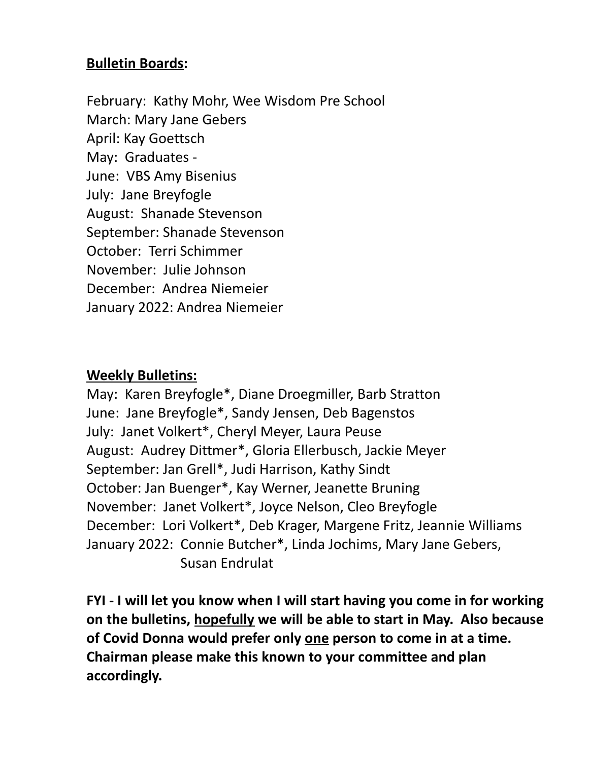**Bulletin Boards:**

February: Kathy Mohr, Wee Wisdom Pre School
March: Mary Jane Gebers
April: Kay Goettsch
May: Graduates -
June: VBS Amy Bisenius
July: Jane Breyfogle
August: Shanade Stevenson
September: Shanade Stevenson
October: Terri Schimmer
November: Julie Johnson
December: Andrea Niemeier
January 2022: Andrea Niemeier

**Weekly Bulletins:**

May: Karen Breyfogle*, Diane Droegmiller, Barb Stratton
June: Jane Breyfogle*, Sandy Jensen, Deb Bagenstos
July: Janet Volkert*, Cheryl Meyer, Laura Peuse
August: Audrey Dittmer*, Gloria Ellerbusch, Jackie Meyer
September: Jan Grell*, Judi Harrison, Kathy Sindt
October: Jan Buenger*, Kay Werner, Jeanette Bruning
November: Janet Volkert*, Joyce Nelson, Cleo Breyfogle
December: Lori Volkert*, Deb Krager, Margene Fritz, Jeannie Williams
January 2022: Connie Butcher*, Linda Jochims, Mary Jane Gebers, Susan Endrulat

**FYI - I will let you know when I will start having you come in for working on the bulletins, <u>hopefully</u> we will be able to start in May. Also because of Covid Donna would prefer only <u>one</u> person to come in at a time. Chairman please make this known to your committee and plan accordingly.**